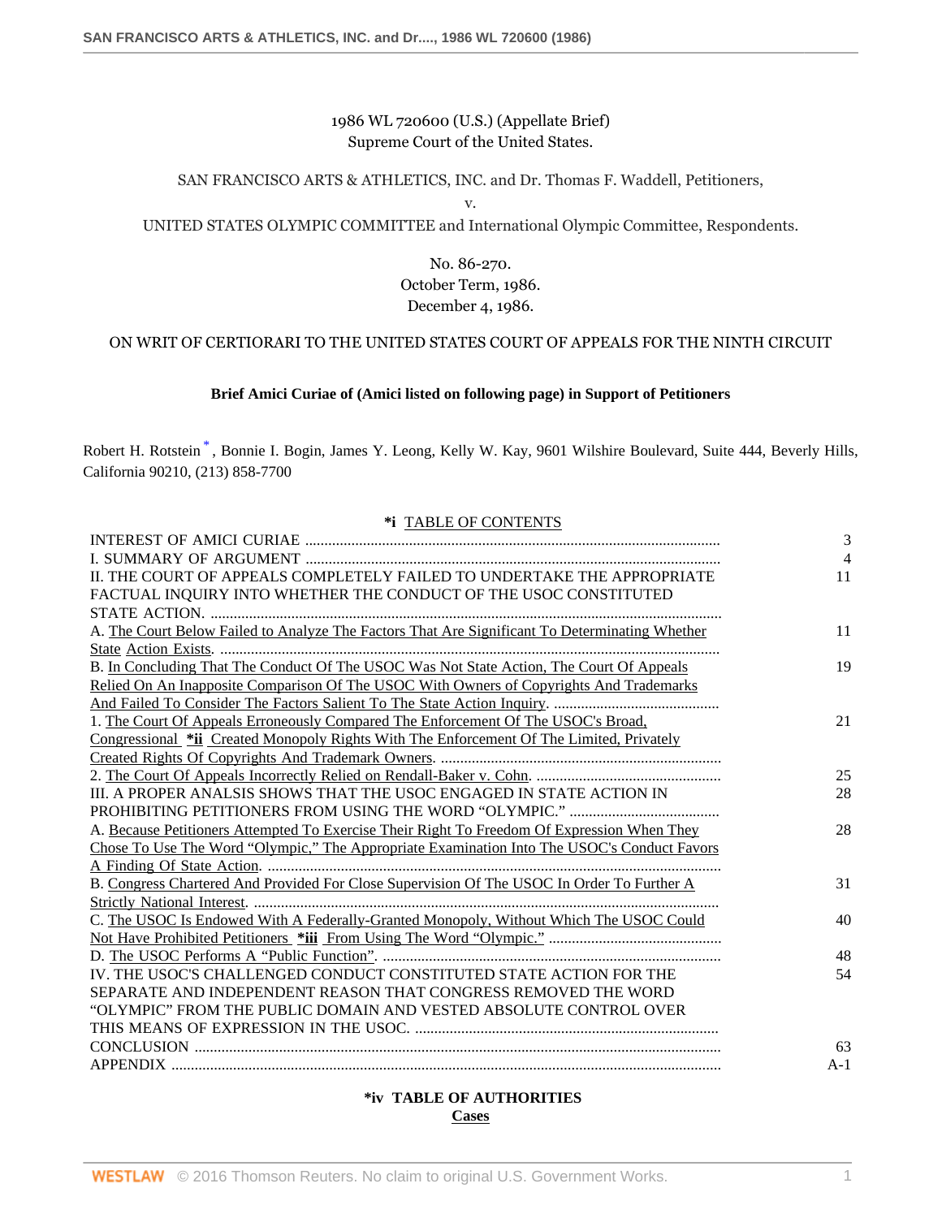1986 WL 720600 (U.S.) (Appellate Brief)
Supreme Court of the United States.

SAN FRANCISCO ARTS & ATHLETICS, INC. and Dr. Thomas F. Waddell, Petitioners,

v.

UNITED STATES OLYMPIC COMMITTEE and International Olympic Committee, Respondents.

No. 86-270.
October Term, 1986.
December 4, 1986.

ON WRIT OF CERTIORARI TO THE UNITED STATES COURT OF APPEALS FOR THE NINTH CIRCUIT

**Brief Amici Curiae of (Amici listed on following page) in Support of Petitioners**

Robert H. Rotstein [*], Bonnie I. Bogin, James Y. Leong, Kelly W. Kay, 9601 Wilshire Boulevard, Suite 444, Beverly Hills, California 90210, (213) 858-7700

**\*i** TABLE OF CONTENTS

| | |
|---|---|
| INTEREST OF AMICI CURIAE | 3 |
| I. SUMMARY OF ARGUMENT | 4 |
| II. THE COURT OF APPEALS COMPLETELY FAILED TO UNDERTAKE THE APPROPRIATE FACTUAL INQUIRY INTO WHETHER THE CONDUCT OF THE USOC CONSTITUTED STATE ACTION. | 11 |
| A. The Court Below Failed to Analyze The Factors That Are Significant To Determinating Whether State Action Exists. | 11 |
| B. In Concluding That The Conduct Of The USOC Was Not State Action, The Court Of Appeals Relied On An Inapposite Comparison Of The USOC With Owners of Copyrights And Trademarks And Failed To Consider The Factors Salient To The State Action Inquiry. | 19 |
| 1. The Court Of Appeals Erroneously Compared The Enforcement Of The USOC's Broad, Congressional **\*ii** Created Monopoly Rights With The Enforcement Of The Limited, Privately Created Rights Of Copyrights And Trademark Owners. | 21 |
| 2. The Court Of Appeals Incorrectly Relied on Rendall-Baker v. Cohn. | 25 |
| III. A PROPER ANALSIS SHOWS THAT THE USOC ENGAGED IN STATE ACTION IN PROHIBITING PETITIONERS FROM USING THE WORD "OLYMPIC." | 28 |
| A. Because Petitioners Attempted To Exercise Their Right To Freedom Of Expression When They Chose To Use The Word "Olympic," The Appropriate Examination Into The USOC's Conduct Favors A Finding Of State Action. | 28 |
| B. Congress Chartered And Provided For Close Supervision Of The USOC In Order To Further A Strictly National Interest. | 31 |
| C. The USOC Is Endowed With A Federally-Granted Monopoly, Without Which The USOC Could Not Have Prohibited Petitioners **\*iii** From Using The Word "Olympic." | 40 |
| D. The USOC Performs A "Public Function". | 48 |
| IV. THE USOC'S CHALLENGED CONDUCT CONSTITUTED STATE ACTION FOR THE SEPARATE AND INDEPENDENT REASON THAT CONGRESS REMOVED THE WORD "OLYMPIC" FROM THE PUBLIC DOMAIN AND VESTED ABSOLUTE CONTROL OVER THIS MEANS OF EXPRESSION IN THE USOC. | 54 |
| CONCLUSION | 63 |
| APPENDIX | A-1 |

**\*iv TABLE OF AUTHORITIES**

**Cases**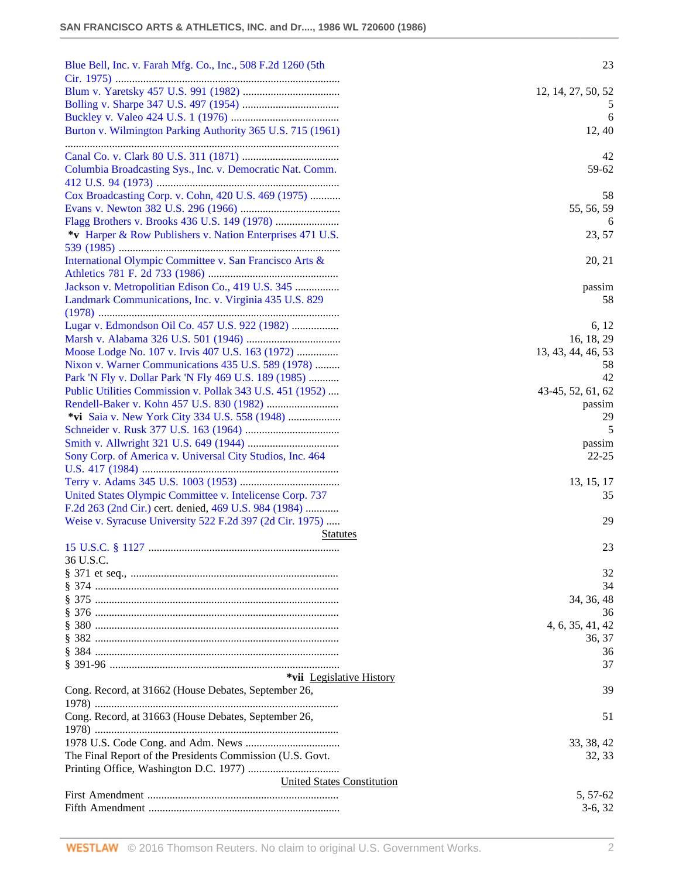| | |
|---|---|
| Blue Bell, Inc. v. Farah Mfg. Co., Inc., 508 F.2d 1260 (5th Cir. 1975) | 23 |
| Blum v. Yaretsky 457 U.S. 991 (1982) | 12, 14, 27, 50, 52 |
| Bolling v. Sharpe 347 U.S. 497 (1954) | 5 |
| Buckley v. Valeo 424 U.S. 1 (1976) | 6 |
| Burton v. Wilmington Parking Authority 365 U.S. 715 (1961) | 12, 40 |
| Canal Co. v. Clark 80 U.S. 311 (1871) | 42 |
| Columbia Broadcasting Sys., Inc. v. Democratic Nat. Comm. 412 U.S. 94 (1973) | 59-62 |
| Cox Broadcasting Corp. v. Cohn, 420 U.S. 469 (1975) | 58 |
| Evans v. Newton 382 U.S. 296 (1966) | 55, 56, 59 |
| Flagg Brothers v. Brooks 436 U.S. 149 (1978) | 6 |
| **\*v** Harper & Row Publishers v. Nation Enterprises 471 U.S. 539 (1985) | 23, 57 |
| International Olympic Committee v. San Francisco Arts & Athletics 781 F. 2d 733 (1986) | 20, 21 |
| Jackson v. Metropolitan Edison Co., 419 U.S. 345 | passim |
| Landmark Communications, Inc. v. Virginia 435 U.S. 829 (1978) | 58 |
| Lugar v. Edmondson Oil Co. 457 U.S. 922 (1982) | 6, 12 |
| Marsh v. Alabama 326 U.S. 501 (1946) | 16, 18, 29 |
| Moose Lodge No. 107 v. Irvis 407 U.S. 163 (1972) | 13, 43, 44, 46, 53 |
| Nixon v. Warner Communications 435 U.S. 589 (1978) | 58 |
| Park 'N Fly v. Dollar Park 'N Fly 469 U.S. 189 (1985) | 42 |
| Public Utilities Commission v. Pollak 343 U.S. 451 (1952) | 43-45, 52, 61, 62 |
| Rendell-Baker v. Kohn 457 U.S. 830 (1982) | passim |
| **\*vi** Saia v. New York City 334 U.S. 558 (1948) | 29 |
| Schneider v. Rusk 377 U.S. 163 (1964) | 5 |
| Smith v. Allwright 321 U.S. 649 (1944) | passim |
| Sony Corp. of America v. Universal City Studios, Inc. 464 U.S. 417 (1984) | 22-25 |
| Terry v. Adams 345 U.S. 1003 (1953) | 13, 15, 17 |
| United States Olympic Committee v. Intelicense Corp. 737 F.2d 263 (2nd Cir.) cert. denied, 469 U.S. 984 (1984) | 35 |
| Weise v. Syracuse University 522 F.2d 397 (2d Cir. 1975) | 29 |

**Statutes**

| | |
|---|---|
| 15 U.S.C. § 1127 | 23 |
| 36 U.S.C. | |
| § 371 et seq., | 32 |
| § 374 | 34 |
| § 375 | 34, 36, 48 |
| § 376 | 36 |
| § 380 | 4, 6, 35, 41, 42 |
| § 382 | 36, 37 |
| § 384 | 36 |
| § 391-96 | 37 |

**\*vii Legislative History**

| | |
|---|---|
| Cong. Record, at 31662 (House Debates, September 26, 1978) | 39 |
| Cong. Record, at 31663 (House Debates, September 26, 1978) | 51 |
| 1978 U.S. Code Cong. and Adm. News | 33, 38, 42 |
| The Final Report of the Presidents Commission (U.S. Govt. Printing Office, Washington D.C. 1977) | 32, 33 |

**United States Constitution**

| | |
|---|---|
| First Amendment | 5, 57-62 |
| Fifth Amendment | 3-6, 32 |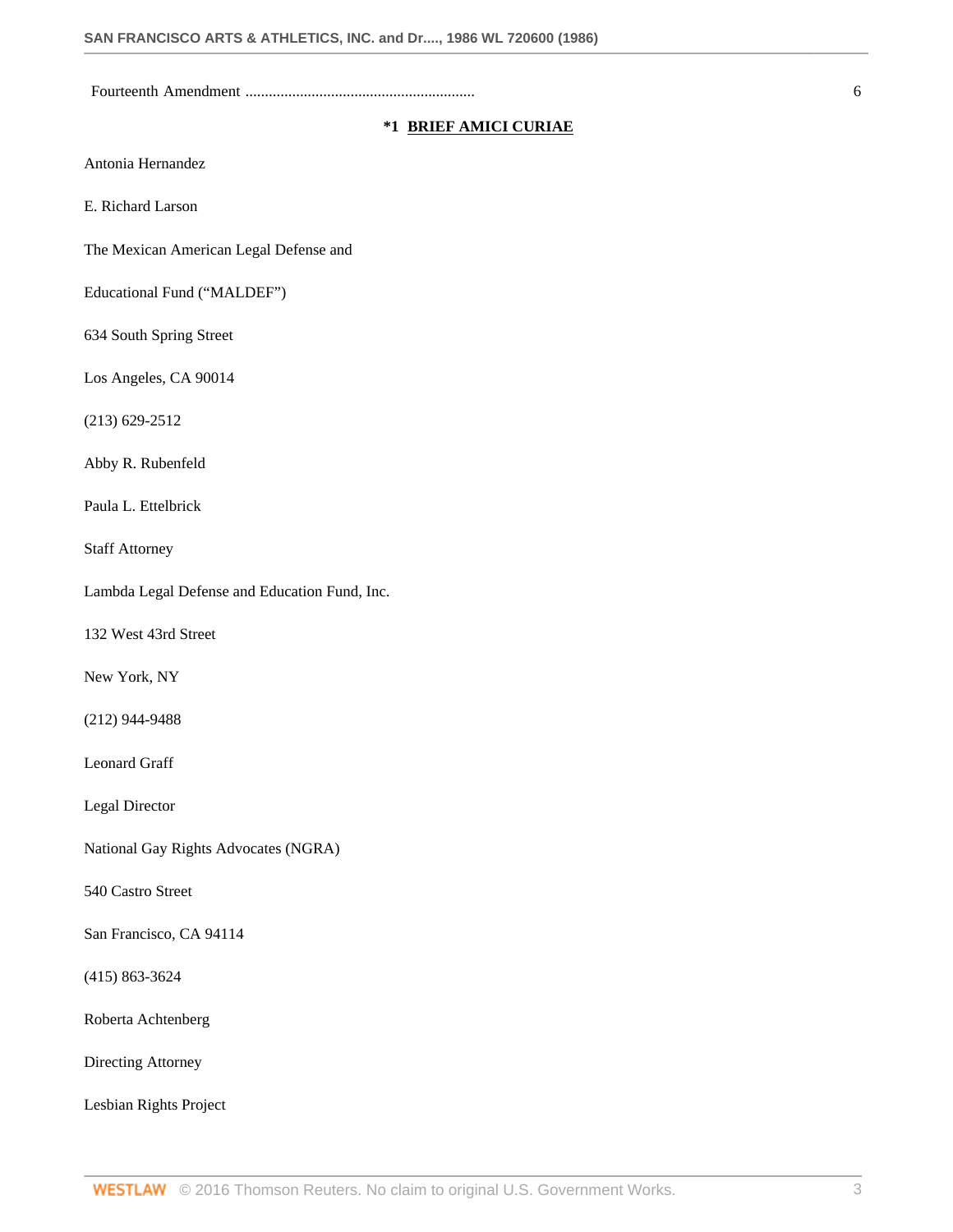Fourteenth Amendment .......................................................... 6

## *1 BRIEF AMICI CURIAE

Antonia Hernandez

E. Richard Larson

The Mexican American Legal Defense and

Educational Fund ("MALDEF")

634 South Spring Street

Los Angeles, CA 90014

(213) 629-2512

Abby R. Rubenfeld

Paula L. Ettelbrick

Staff Attorney

Lambda Legal Defense and Education Fund, Inc.

132 West 43rd Street

New York, NY

(212) 944-9488

Leonard Graff

Legal Director

National Gay Rights Advocates (NGRA)

540 Castro Street

San Francisco, CA 94114

(415) 863-3624

Roberta Achtenberg

Directing Attorney

Lesbian Rights Project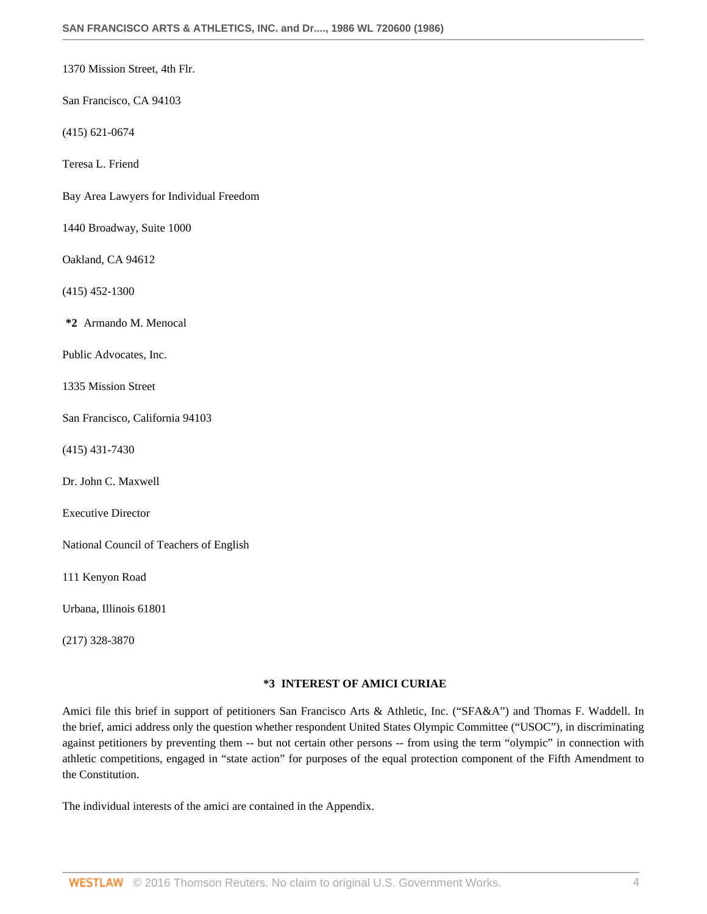1370 Mission Street, 4th Flr.

San Francisco, CA 94103

(415) 621-0674

Teresa L. Friend

Bay Area Lawyers for Individual Freedom

1440 Broadway, Suite 1000

Oakland, CA 94612

(415) 452-1300

**\*2** Armando M. Menocal

Public Advocates, Inc.

1335 Mission Street

San Francisco, California 94103

(415) 431-7430

Dr. John C. Maxwell

Executive Director

National Council of Teachers of English

111 Kenyon Road

Urbana, Illinois 61801

(217) 328-3870

## \*3 INTEREST OF AMICI CURIAE

Amici file this brief in support of petitioners San Francisco Arts & Athletic, Inc. ("SFA&A") and Thomas F. Waddell. In the brief, amici address only the question whether respondent United States Olympic Committee ("USOC"), in discriminating against petitioners by preventing them -- but not certain other persons -- from using the term "olympic" in connection with athletic competitions, engaged in "state action" for purposes of the equal protection component of the Fifth Amendment to the Constitution.

The individual interests of the amici are contained in the Appendix.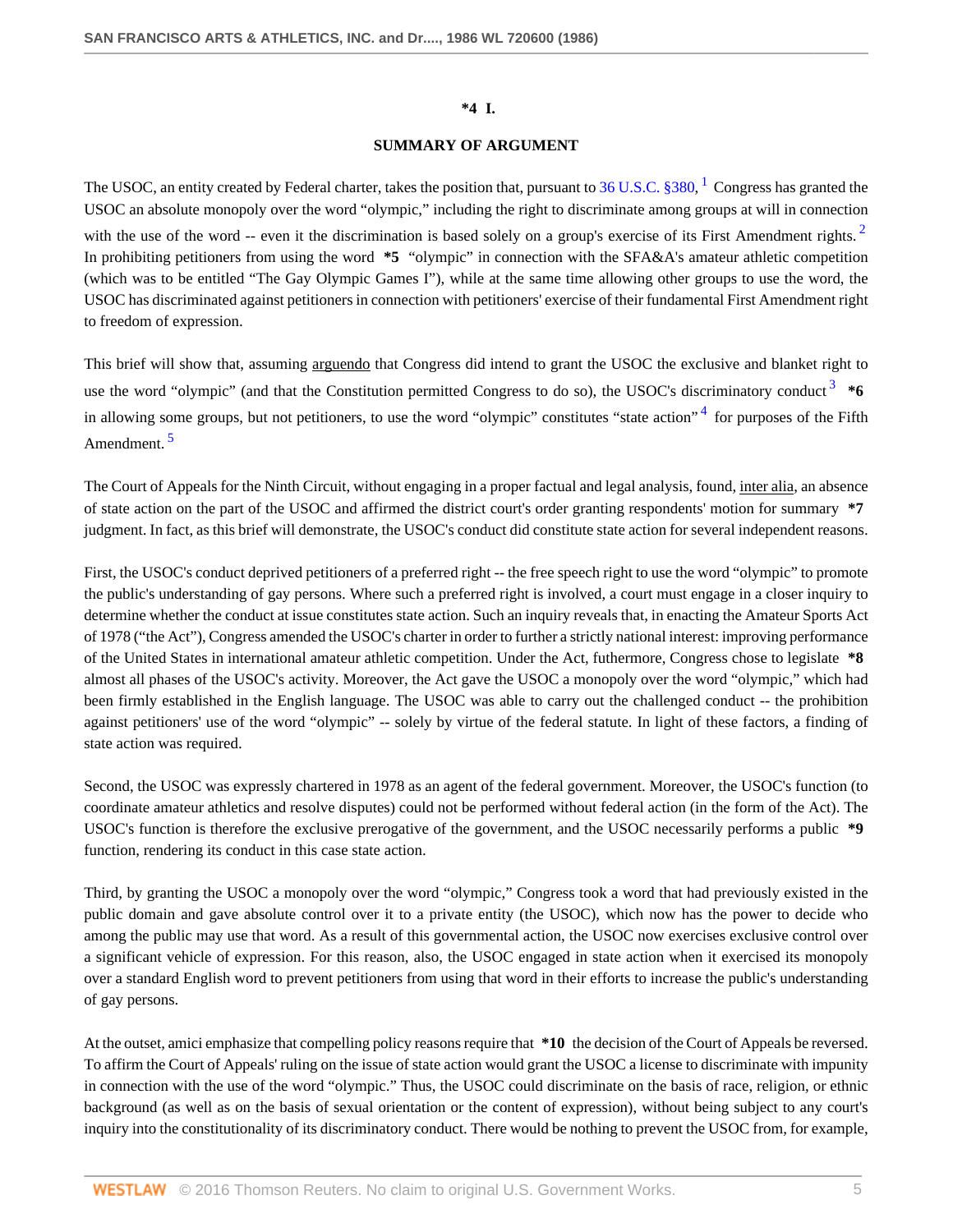**\*4 I.**

**SUMMARY OF ARGUMENT**

The USOC, an entity created by Federal charter, takes the position that, pursuant to 36 U.S.C. §380, [1] Congress has granted the USOC an absolute monopoly over the word "olympic," including the right to discriminate among groups at will in connection with the use of the word -- even it the discrimination is based solely on a group's exercise of its First Amendment rights. [2] In prohibiting petitioners from using the word **\*5** "olympic" in connection with the SFA&A's amateur athletic competition (which was to be entitled "The Gay Olympic Games I"), while at the same time allowing other groups to use the word, the USOC has discriminated against petitioners in connection with petitioners' exercise of their fundamental First Amendment right to freedom of expression.

This brief will show that, assuming arguendo that Congress did intend to grant the USOC the exclusive and blanket right to use the word "olympic" (and that the Constitution permitted Congress to do so), the USOC's discriminatory conduct [3] **\*6** in allowing some groups, but not petitioners, to use the word "olympic" constitutes "state action" [4] for purposes of the Fifth Amendment. [5]

The Court of Appeals for the Ninth Circuit, without engaging in a proper factual and legal analysis, found, inter alia, an absence of state action on the part of the USOC and affirmed the district court's order granting respondents' motion for summary **\*7** judgment. In fact, as this brief will demonstrate, the USOC's conduct did constitute state action for several independent reasons.

First, the USOC's conduct deprived petitioners of a preferred right -- the free speech right to use the word "olympic" to promote the public's understanding of gay persons. Where such a preferred right is involved, a court must engage in a closer inquiry to determine whether the conduct at issue constitutes state action. Such an inquiry reveals that, in enacting the Amateur Sports Act of 1978 ("the Act"), Congress amended the USOC's charter in order to further a strictly national interest: improving performance of the United States in international amateur athletic competition. Under the Act, futhermore, Congress chose to legislate **\*8** almost all phases of the USOC's activity. Moreover, the Act gave the USOC a monopoly over the word "olympic," which had been firmly established in the English language. The USOC was able to carry out the challenged conduct -- the prohibition against petitioners' use of the word "olympic" -- solely by virtue of the federal statute. In light of these factors, a finding of state action was required.

Second, the USOC was expressly chartered in 1978 as an agent of the federal government. Moreover, the USOC's function (to coordinate amateur athletics and resolve disputes) could not be performed without federal action (in the form of the Act). The USOC's function is therefore the exclusive prerogative of the government, and the USOC necessarily performs a public **\*9** function, rendering its conduct in this case state action.

Third, by granting the USOC a monopoly over the word "olympic," Congress took a word that had previously existed in the public domain and gave absolute control over it to a private entity (the USOC), which now has the power to decide who among the public may use that word. As a result of this governmental action, the USOC now exercises exclusive control over a significant vehicle of expression. For this reason, also, the USOC engaged in state action when it exercised its monopoly over a standard English word to prevent petitioners from using that word in their efforts to increase the public's understanding of gay persons.

At the outset, amici emphasize that compelling policy reasons require that **\*10** the decision of the Court of Appeals be reversed. To affirm the Court of Appeals' ruling on the issue of state action would grant the USOC a license to discriminate with impunity in connection with the use of the word "olympic." Thus, the USOC could discriminate on the basis of race, religion, or ethnic background (as well as on the basis of sexual orientation or the content of expression), without being subject to any court's inquiry into the constitutionality of its discriminatory conduct. There would be nothing to prevent the USOC from, for example,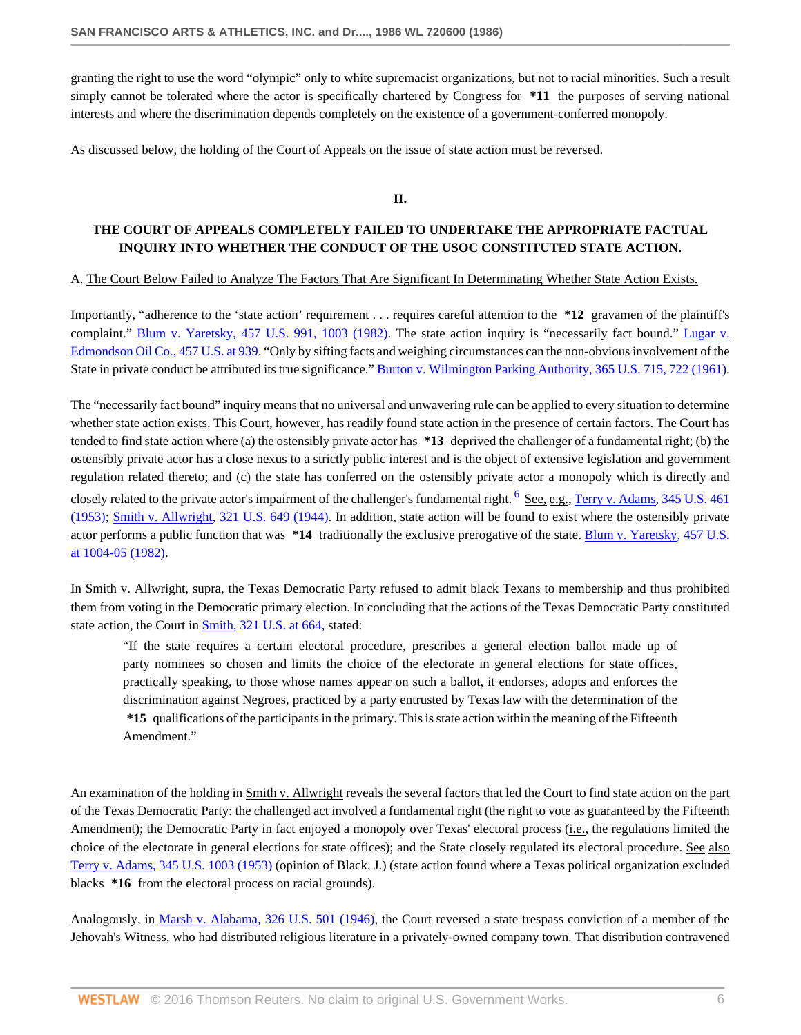granting the right to use the word "olympic" only to white supremacist organizations, but not to racial minorities. Such a result simply cannot be tolerated where the actor is specifically chartered by Congress for **\*11** the purposes of serving national interests and where the discrimination depends completely on the existence of a government-conferred monopoly.

As discussed below, the holding of the Court of Appeals on the issue of state action must be reversed.

## II.

## THE COURT OF APPEALS COMPLETELY FAILED TO UNDERTAKE THE APPROPRIATE FACTUAL INQUIRY INTO WHETHER THE CONDUCT OF THE USOC CONSTITUTED STATE ACTION.

A. The Court Below Failed to Analyze The Factors That Are Significant In Determining Whether State Action Exists.

Importantly, "adherence to the 'state action' requirement . . . requires careful attention to the **\*12** gravamen of the plaintiff's complaint." Blum v. Yaretsky, 457 U.S. 991, 1003 (1982). The state action inquiry is "necessarily fact bound." Lugar v. Edmondson Oil Co., 457 U.S. at 939. "Only by sifting facts and weighing circumstances can the non-obvious involvement of the State in private conduct be attributed its true significance." Burton v. Wilmington Parking Authority, 365 U.S. 715, 722 (1961).

The "necessarily fact bound" inquiry means that no universal and unwavering rule can be applied to every situation to determine whether state action exists. This Court, however, has readily found state action in the presence of certain factors. The Court has tended to find state action where (a) the ostensibly private actor has **\*13** deprived the challenger of a fundamental right; (b) the ostensibly private actor has a close nexus to a strictly public interest and is the object of extensive legislation and government regulation related thereto; and (c) the state has conferred on the ostensibly private actor a monopoly which is directly and closely related to the private actor's impairment of the challenger's fundamental right.[6] See, e.g., Terry v. Adams, 345 U.S. 461 (1953); Smith v. Allwright, 321 U.S. 649 (1944). In addition, state action will be found to exist where the ostensibly private actor performs a public function that was **\*14** traditionally the exclusive prerogative of the state. Blum v. Yaretsky, 457 U.S. at 1004-05 (1982).

In Smith v. Allwright, supra, the Texas Democratic Party refused to admit black Texans to membership and thus prohibited them from voting in the Democratic primary election. In concluding that the actions of the Texas Democratic Party constituted state action, the Court in Smith, 321 U.S. at 664, stated:

> "If the state requires a certain electoral procedure, prescribes a general election ballot made up of party nominees so chosen and limits the choice of the electorate in general elections for state offices, practically speaking, to those whose names appear on such a ballot, it endorses, adopts and enforces the discrimination against Negroes, practiced by a party entrusted by Texas law with the determination of the **\*15** qualifications of the participants in the primary. This is state action within the meaning of the Fifteenth Amendment."

An examination of the holding in Smith v. Allwright reveals the several factors that led the Court to find state action on the part of the Texas Democratic Party: the challenged act involved a fundamental right (the right to vote as guaranteed by the Fifteenth Amendment); the Democratic Party in fact enjoyed a monopoly over Texas' electoral process (i.e., the regulations limited the choice of the electorate in general elections for state offices); and the State closely regulated its electoral procedure. See also Terry v. Adams, 345 U.S. 1003 (1953) (opinion of Black, J.) (state action found where a Texas political organization excluded blacks **\*16** from the electoral process on racial grounds).

Analogously, in Marsh v. Alabama, 326 U.S. 501 (1946), the Court reversed a state trespass conviction of a member of the Jehovah's Witness, who had distributed religious literature in a privately-owned company town. That distribution contravened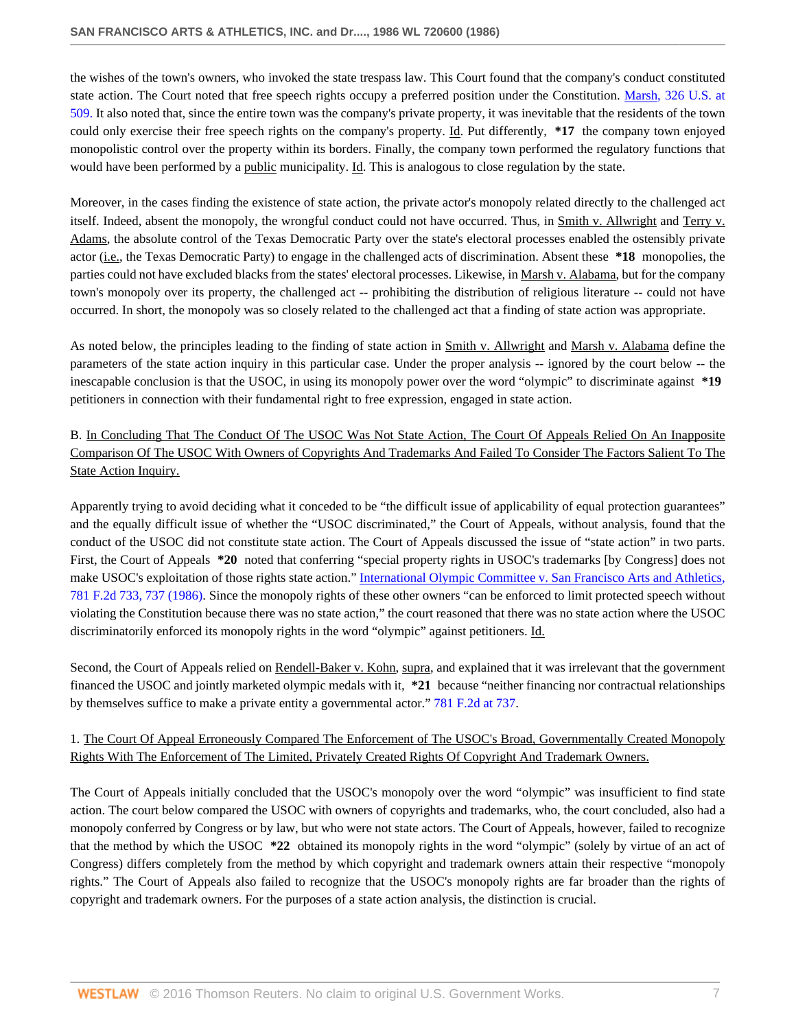the wishes of the town's owners, who invoked the state trespass law. This Court found that the company's conduct constituted state action. The Court noted that free speech rights occupy a preferred position under the Constitution. Marsh, 326 U.S. at 509. It also noted that, since the entire town was the company's private property, it was inevitable that the residents of the town could only exercise their free speech rights on the company's property. Id. Put differently, **\*17** the company town enjoyed monopolistic control over the property within its borders. Finally, the company town performed the regulatory functions that would have been performed by a public municipality. Id. This is analogous to close regulation by the state.

Moreover, in the cases finding the existence of state action, the private actor's monopoly related directly to the challenged act itself. Indeed, absent the monopoly, the wrongful conduct could not have occurred. Thus, in Smith v. Allwright and Terry v. Adams, the absolute control of the Texas Democratic Party over the state's electoral processes enabled the ostensibly private actor (i.e., the Texas Democratic Party) to engage in the challenged acts of discrimination. Absent these **\*18** monopolies, the parties could not have excluded blacks from the states' electoral processes. Likewise, in Marsh v. Alabama, but for the company town's monopoly over its property, the challenged act -- prohibiting the distribution of religious literature -- could not have occurred. In short, the monopoly was so closely related to the challenged act that a finding of state action was appropriate.

As noted below, the principles leading to the finding of state action in Smith v. Allwright and Marsh v. Alabama define the parameters of the state action inquiry in this particular case. Under the proper analysis -- ignored by the court below -- the inescapable conclusion is that the USOC, in using its monopoly power over the word "olympic" to discriminate against **\*19** petitioners in connection with their fundamental right to free expression, engaged in state action.

B. In Concluding That The Conduct Of The USOC Was Not State Action, The Court Of Appeals Relied On An Inapposite Comparison Of The USOC With Owners of Copyrights And Trademarks And Failed To Consider The Factors Salient To The State Action Inquiry.

Apparently trying to avoid deciding what it conceded to be "the difficult issue of applicability of equal protection guarantees" and the equally difficult issue of whether the "USOC discriminated," the Court of Appeals, without analysis, found that the conduct of the USOC did not constitute state action. The Court of Appeals discussed the issue of "state action" in two parts. First, the Court of Appeals **\*20** noted that conferring "special property rights in USOC's trademarks [by Congress] does not make USOC's exploitation of those rights state action." International Olympic Committee v. San Francisco Arts and Athletics, 781 F.2d 733, 737 (1986). Since the monopoly rights of these other owners "can be enforced to limit protected speech without violating the Constitution because there was no state action," the court reasoned that there was no state action where the USOC discriminatorily enforced its monopoly rights in the word "olympic" against petitioners. Id.

Second, the Court of Appeals relied on Rendell-Baker v. Kohn, supra, and explained that it was irrelevant that the government financed the USOC and jointly marketed olympic medals with it, **\*21** because "neither financing nor contractual relationships by themselves suffice to make a private entity a governmental actor." 781 F.2d at 737.

1. The Court Of Appeal Erroneously Compared The Enforcement of The USOC's Broad, Governmentally Created Monopoly Rights With The Enforcement of The Limited, Privately Created Rights Of Copyright And Trademark Owners.

The Court of Appeals initially concluded that the USOC's monopoly over the word "olympic" was insufficient to find state action. The court below compared the USOC with owners of copyrights and trademarks, who, the court concluded, also had a monopoly conferred by Congress or by law, but who were not state actors. The Court of Appeals, however, failed to recognize that the method by which the USOC **\*22** obtained its monopoly rights in the word "olympic" (solely by virtue of an act of Congress) differs completely from the method by which copyright and trademark owners attain their respective "monopoly rights." The Court of Appeals also failed to recognize that the USOC's monopoly rights are far broader than the rights of copyright and trademark owners. For the purposes of a state action analysis, the distinction is crucial.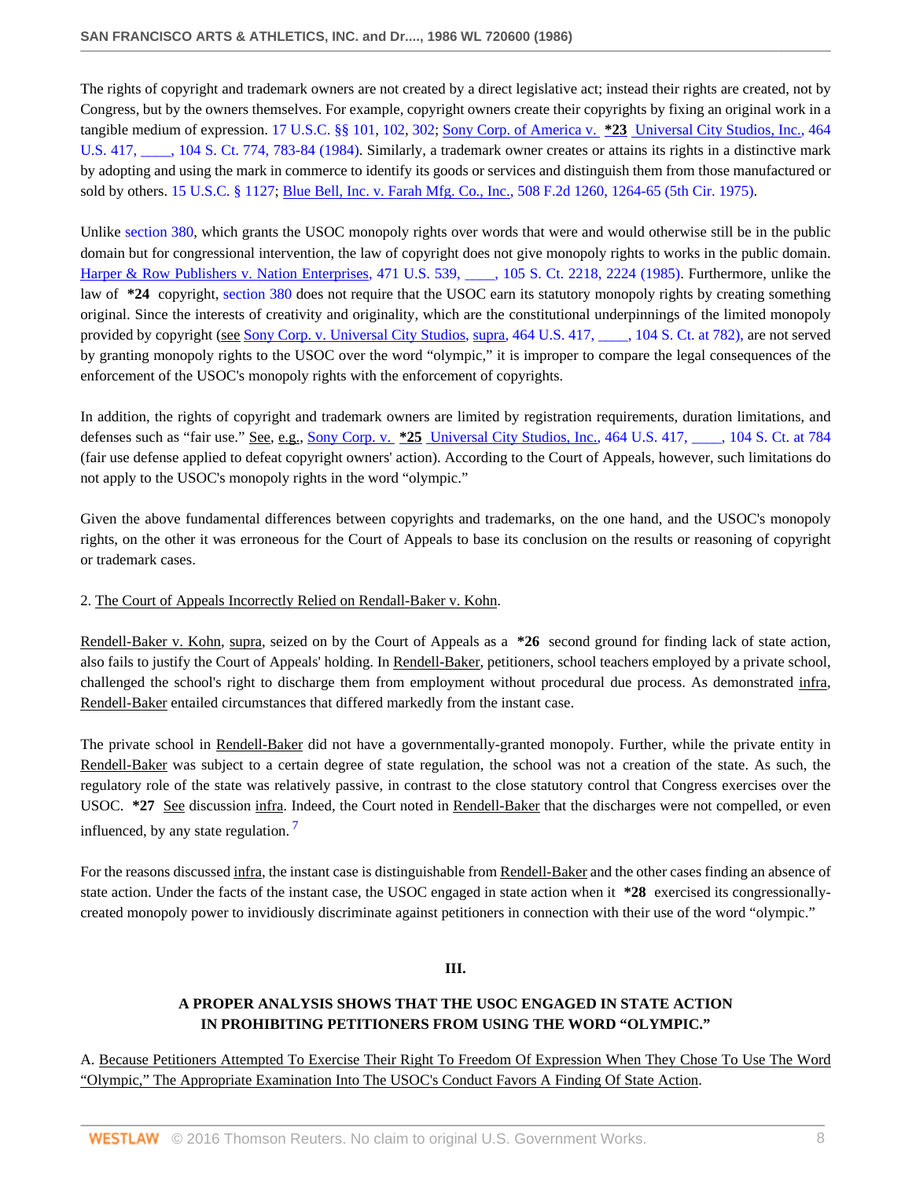The rights of copyright and trademark owners are not created by a direct legislative act; instead their rights are created, not by Congress, but by the owners themselves. For example, copyright owners create their copyrights by fixing an original work in a tangible medium of expression. 17 U.S.C. §§ 101, 102, 302; Sony Corp. of America v. **\*23** Universal City Studios, Inc., 464 U.S. 417, ____, 104 S. Ct. 774, 783-84 (1984). Similarly, a trademark owner creates or attains its rights in a distinctive mark by adopting and using the mark in commerce to identify its goods or services and distinguish them from those manufactured or sold by others. 15 U.S.C. § 1127; Blue Bell, Inc. v. Farah Mfg. Co., Inc., 508 F.2d 1260, 1264-65 (5th Cir. 1975).

Unlike section 380, which grants the USOC monopoly rights over words that were and would otherwise still be in the public domain but for congressional intervention, the law of copyright does not give monopoly rights to works in the public domain. Harper & Row Publishers v. Nation Enterprises, 471 U.S. 539, ____, 105 S. Ct. 2218, 2224 (1985). Furthermore, unlike the law of **\*24** copyright, section 380 does not require that the USOC earn its statutory monopoly rights by creating something original. Since the interests of creativity and originality, which are the constitutional underpinnings of the limited monopoly provided by copyright (see Sony Corp. v. Universal City Studios, supra, 464 U.S. 417, ____, 104 S. Ct. at 782), are not served by granting monopoly rights to the USOC over the word "olympic," it is improper to compare the legal consequences of the enforcement of the USOC's monopoly rights with the enforcement of copyrights.

In addition, the rights of copyright and trademark owners are limited by registration requirements, duration limitations, and defenses such as "fair use." See, e.g., Sony Corp. v. **\*25** Universal City Studios, Inc., 464 U.S. 417, ____, 104 S. Ct. at 784 (fair use defense applied to defeat copyright owners' action). According to the Court of Appeals, however, such limitations do not apply to the USOC's monopoly rights in the word "olympic."

Given the above fundamental differences between copyrights and trademarks, on the one hand, and the USOC's monopoly rights, on the other it was erroneous for the Court of Appeals to base its conclusion on the results or reasoning of copyright or trademark cases.

2. The Court of Appeals Incorrectly Relied on Rendall-Baker v. Kohn.

Rendell-Baker v. Kohn, supra, seized on by the Court of Appeals as a **\*26** second ground for finding lack of state action, also fails to justify the Court of Appeals' holding. In Rendell-Baker, petitioners, school teachers employed by a private school, challenged the school's right to discharge them from employment without procedural due process. As demonstrated infra, Rendell-Baker entailed circumstances that differed markedly from the instant case.

The private school in Rendell-Baker did not have a governmentally-granted monopoly. Further, while the private entity in Rendell-Baker was subject to a certain degree of state regulation, the school was not a creation of the state. As such, the regulatory role of the state was relatively passive, in contrast to the close statutory control that Congress exercises over the USOC. **\*27** See discussion infra. Indeed, the Court noted in Rendell-Baker that the discharges were not compelled, or even influenced, by any state regulation. [7]

For the reasons discussed infra, the instant case is distinguishable from Rendell-Baker and the other cases finding an absence of state action. Under the facts of the instant case, the USOC engaged in state action when it **\*28** exercised its congressionally-created monopoly power to invidiously discriminate against petitioners in connection with their use of the word "olympic."

## III.

## A PROPER ANALYSIS SHOWS THAT THE USOC ENGAGED IN STATE ACTION IN PROHIBITING PETITIONERS FROM USING THE WORD "OLYMPIC."

A. Because Petitioners Attempted To Exercise Their Right To Freedom Of Expression When They Chose To Use The Word "Olympic," The Appropriate Examination Into The USOC's Conduct Favors A Finding Of State Action.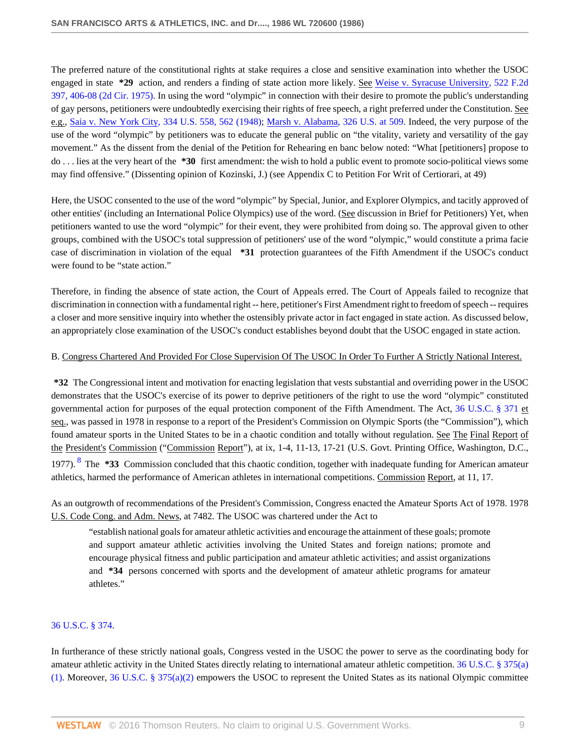The preferred nature of the constitutional rights at stake requires a close and sensitive examination into whether the USOC engaged in state **\*29** action, and renders a finding of state action more likely. See Weise v. Syracuse University, 522 F.2d 397, 406-08 (2d Cir. 1975). In using the word "olympic" in connection with their desire to promote the public's understanding of gay persons, petitioners were undoubtedly exercising their rights of free speech, a right preferred under the Constitution. See e.g., Saia v. New York City, 334 U.S. 558, 562 (1948); Marsh v. Alabama, 326 U.S. at 509. Indeed, the very purpose of the use of the word "olympic" by petitioners was to educate the general public on "the vitality, variety and versatility of the gay movement." As the dissent from the denial of the Petition for Rehearing en banc below noted: "What [petitioners] propose to do . . . lies at the very heart of the **\*30** first amendment: the wish to hold a public event to promote socio-political views some may find offensive." (Dissenting opinion of Kozinski, J.) (see Appendix C to Petition For Writ of Certiorari, at 49)

Here, the USOC consented to the use of the word "olympic" by Special, Junior, and Explorer Olympics, and tacitly approved of other entities' (including an International Police Olympics) use of the word. (See discussion in Brief for Petitioners) Yet, when petitioners wanted to use the word "olympic" for their event, they were prohibited from doing so. The approval given to other groups, combined with the USOC's total suppression of petitioners' use of the word "olympic," would constitute a prima facie case of discrimination in violation of the equal **\*31** protection guarantees of the Fifth Amendment if the USOC's conduct were found to be "state action."

Therefore, in finding the absence of state action, the Court of Appeals erred. The Court of Appeals failed to recognize that discrimination in connection with a fundamental right -- here, petitioner's First Amendment right to freedom of speech -- requires a closer and more sensitive inquiry into whether the ostensibly private actor in fact engaged in state action. As discussed below, an appropriately close examination of the USOC's conduct establishes beyond doubt that the USOC engaged in state action.

B. Congress Chartered And Provided For Close Supervision Of The USOC In Order To Further A Strictly National Interest.

**\*32** The Congressional intent and motivation for enacting legislation that vests substantial and overriding power in the USOC demonstrates that the USOC's exercise of its power to deprive petitioners of the right to use the word "olympic" constituted governmental action for purposes of the equal protection component of the Fifth Amendment. The Act, 36 U.S.C. § 371 et seq., was passed in 1978 in response to a report of the President's Commission on Olympic Sports (the "Commission"), which found amateur sports in the United States to be in a chaotic condition and totally without regulation. See The Final Report of the President's Commission ("Commission Report"), at ix, 1-4, 11-13, 17-21 (U.S. Govt. Printing Office, Washington, D.C., 1977).[8] The **\*33** Commission concluded that this chaotic condition, together with inadequate funding for American amateur athletics, harmed the performance of American athletes in international competitions. Commission Report, at 11, 17.

As an outgrowth of recommendations of the President's Commission, Congress enacted the Amateur Sports Act of 1978. 1978 U.S. Code Cong. and Adm. News, at 7482. The USOC was chartered under the Act to

> "establish national goals for amateur athletic activities and encourage the attainment of these goals; promote and support amateur athletic activities involving the United States and foreign nations; promote and encourage physical fitness and public participation and amateur athletic activities; and assist organizations and **\*34** persons concerned with sports and the development of amateur athletic programs for amateur athletes."

36 U.S.C. § 374.

In furtherance of these strictly national goals, Congress vested in the USOC the power to serve as the coordinating body for amateur athletic activity in the United States directly relating to international amateur athletic competition. 36 U.S.C. § 375(a)(1). Moreover, 36 U.S.C. § 375(a)(2) empowers the USOC to represent the United States as its national Olympic committee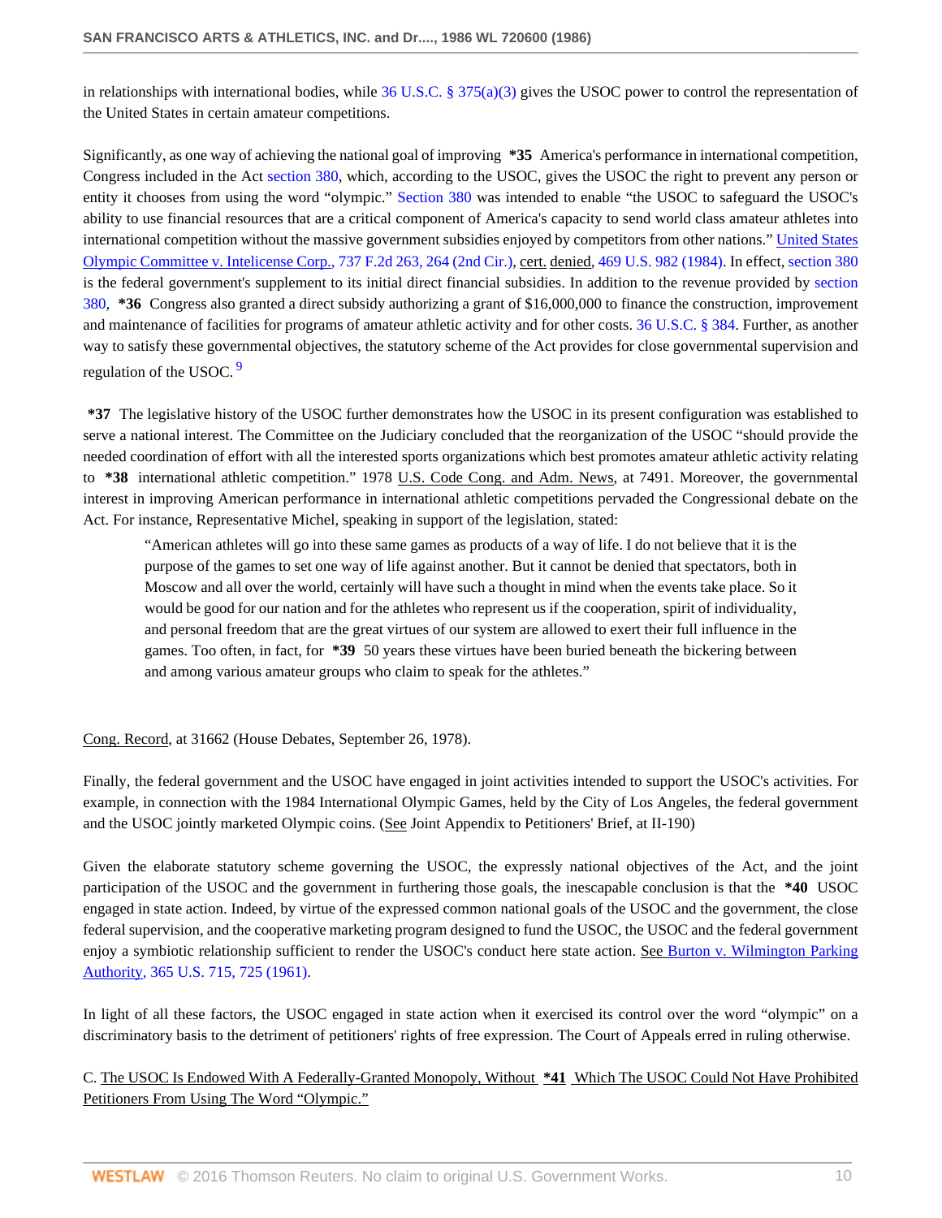in relationships with international bodies, while 36 U.S.C. § 375(a)(3) gives the USOC power to control the representation of the United States in certain amateur competitions.

Significantly, as one way of achieving the national goal of improving **\*35** America's performance in international competition, Congress included in the Act section 380, which, according to the USOC, gives the USOC the right to prevent any person or entity it chooses from using the word "olympic." Section 380 was intended to enable "the USOC to safeguard the USOC's ability to use financial resources that are a critical component of America's capacity to send world class amateur athletes into international competition without the massive government subsidies enjoyed by competitors from other nations." United States Olympic Committee v. Intelicense Corp., 737 F.2d 263, 264 (2nd Cir.), cert. denied, 469 U.S. 982 (1984). In effect, section 380 is the federal government's supplement to its initial direct financial subsidies. In addition to the revenue provided by section 380, **\*36** Congress also granted a direct subsidy authorizing a grant of $16,000,000 to finance the construction, improvement and maintenance of facilities for programs of amateur athletic activity and for other costs. 36 U.S.C. § 384. Further, as another way to satisfy these governmental objectives, the statutory scheme of the Act provides for close governmental supervision and regulation of the USOC. [9]

**\*37** The legislative history of the USOC further demonstrates how the USOC in its present configuration was established to serve a national interest. The Committee on the Judiciary concluded that the reorganization of the USOC "should provide the needed coordination of effort with all the interested sports organizations which best promotes amateur athletic activity relating to **\*38** international athletic competition." 1978 U.S. Code Cong. and Adm. News, at 7491. Moreover, the governmental interest in improving American performance in international athletic competitions pervaded the Congressional debate on the Act. For instance, Representative Michel, speaking in support of the legislation, stated:

> "American athletes will go into these same games as products of a way of life. I do not believe that it is the purpose of the games to set one way of life against another. But it cannot be denied that spectators, both in Moscow and all over the world, certainly will have such a thought in mind when the events take place. So it would be good for our nation and for the athletes who represent us if the cooperation, spirit of individuality, and personal freedom that are the great virtues of our system are allowed to exert their full influence in the games. Too often, in fact, for **\*39** 50 years these virtues have been buried beneath the bickering between and among various amateur groups who claim to speak for the athletes."

Cong. Record, at 31662 (House Debates, September 26, 1978).

Finally, the federal government and the USOC have engaged in joint activities intended to support the USOC's activities. For example, in connection with the 1984 International Olympic Games, held by the City of Los Angeles, the federal government and the USOC jointly marketed Olympic coins. (See Joint Appendix to Petitioners' Brief, at II-190)

Given the elaborate statutory scheme governing the USOC, the expressly national objectives of the Act, and the joint participation of the USOC and the government in furthering those goals, the inescapable conclusion is that the **\*40** USOC engaged in state action. Indeed, by virtue of the expressed common national goals of the USOC and the government, the close federal supervision, and the cooperative marketing program designed to fund the USOC, the USOC and the federal government enjoy a symbiotic relationship sufficient to render the USOC's conduct here state action. See Burton v. Wilmington Parking Authority, 365 U.S. 715, 725 (1961).

In light of all these factors, the USOC engaged in state action when it exercised its control over the word "olympic" on a discriminatory basis to the detriment of petitioners' rights of free expression. The Court of Appeals erred in ruling otherwise.

C. The USOC Is Endowed With A Federally-Granted Monopoly, Without **\*41** Which The USOC Could Not Have Prohibited Petitioners From Using The Word "Olympic."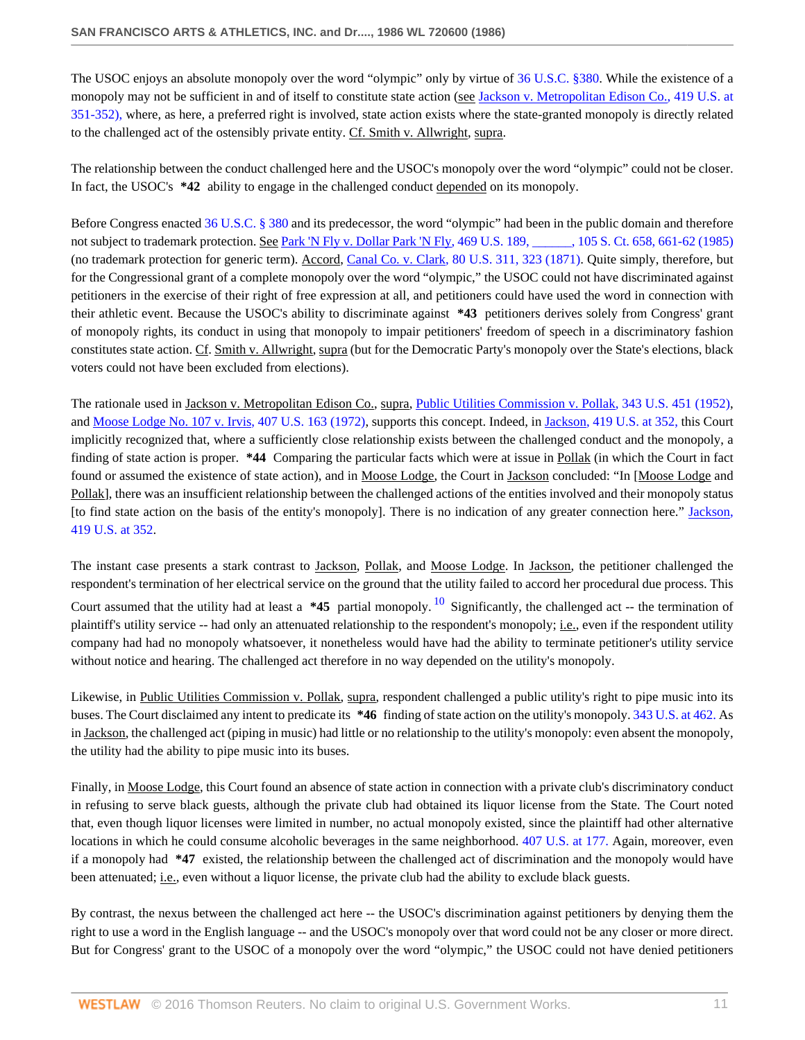The USOC enjoys an absolute monopoly over the word "olympic" only by virtue of 36 U.S.C. §380. While the existence of a monopoly may not be sufficient in and of itself to constitute state action (see Jackson v. Metropolitan Edison Co., 419 U.S. at 351-352), where, as here, a preferred right is involved, state action exists where the state-granted monopoly is directly related to the challenged act of the ostensibly private entity. Cf. Smith v. Allwright, supra.

The relationship between the conduct challenged here and the USOC's monopoly over the word "olympic" could not be closer. In fact, the USOC's **\*42** ability to engage in the challenged conduct depended on its monopoly.

Before Congress enacted 36 U.S.C. § 380 and its predecessor, the word "olympic" had been in the public domain and therefore not subject to trademark protection. See Park 'N Fly v. Dollar Park 'N Fly, 469 U.S. 189, ______, 105 S. Ct. 658, 661-62 (1985) (no trademark protection for generic term). Accord, Canal Co. v. Clark, 80 U.S. 311, 323 (1871). Quite simply, therefore, but for the Congressional grant of a complete monopoly over the word "olympic," the USOC could not have discriminated against petitioners in the exercise of their right of free expression at all, and petitioners could have used the word in connection with their athletic event. Because the USOC's ability to discriminate against **\*43** petitioners derives solely from Congress' grant of monopoly rights, its conduct in using that monopoly to impair petitioners' freedom of speech in a discriminatory fashion constitutes state action. Cf. Smith v. Allwright, supra (but for the Democratic Party's monopoly over the State's elections, black voters could not have been excluded from elections).

The rationale used in Jackson v. Metropolitan Edison Co., supra, Public Utilities Commission v. Pollak, 343 U.S. 451 (1952), and Moose Lodge No. 107 v. Irvis, 407 U.S. 163 (1972), supports this concept. Indeed, in Jackson, 419 U.S. at 352, this Court implicitly recognized that, where a sufficiently close relationship exists between the challenged conduct and the monopoly, a finding of state action is proper. **\*44** Comparing the particular facts which were at issue in Pollak (in which the Court in fact found or assumed the existence of state action), and in Moose Lodge, the Court in Jackson concluded: "In [Moose Lodge and Pollak], there was an insufficient relationship between the challenged actions of the entities involved and their monopoly status [to find state action on the basis of the entity's monopoly]. There is no indication of any greater connection here." Jackson, 419 U.S. at 352.

The instant case presents a stark contrast to Jackson, Pollak, and Moose Lodge. In Jackson, the petitioner challenged the respondent's termination of her electrical service on the ground that the utility failed to accord her procedural due process. This Court assumed that the utility had at least a **\*45** partial monopoly.[10] Significantly, the challenged act -- the termination of plaintiff's utility service -- had only an attenuated relationship to the respondent's monopoly; i.e., even if the respondent utility company had had no monopoly whatsoever, it nonetheless would have had the ability to terminate petitioner's utility service without notice and hearing. The challenged act therefore in no way depended on the utility's monopoly.

Likewise, in Public Utilities Commission v. Pollak, supra, respondent challenged a public utility's right to pipe music into its buses. The Court disclaimed any intent to predicate its **\*46** finding of state action on the utility's monopoly. 343 U.S. at 462. As in Jackson, the challenged act (piping in music) had little or no relationship to the utility's monopoly: even absent the monopoly, the utility had the ability to pipe music into its buses.

Finally, in Moose Lodge, this Court found an absence of state action in connection with a private club's discriminatory conduct in refusing to serve black guests, although the private club had obtained its liquor license from the State. The Court noted that, even though liquor licenses were limited in number, no actual monopoly existed, since the plaintiff had other alternative locations in which he could consume alcoholic beverages in the same neighborhood. 407 U.S. at 177. Again, moreover, even if a monopoly had **\*47** existed, the relationship between the challenged act of discrimination and the monopoly would have been attenuated; i.e., even without a liquor license, the private club had the ability to exclude black guests.

By contrast, the nexus between the challenged act here -- the USOC's discrimination against petitioners by denying them the right to use a word in the English language -- and the USOC's monopoly over that word could not be any closer or more direct. But for Congress' grant to the USOC of a monopoly over the word "olympic," the USOC could not have denied petitioners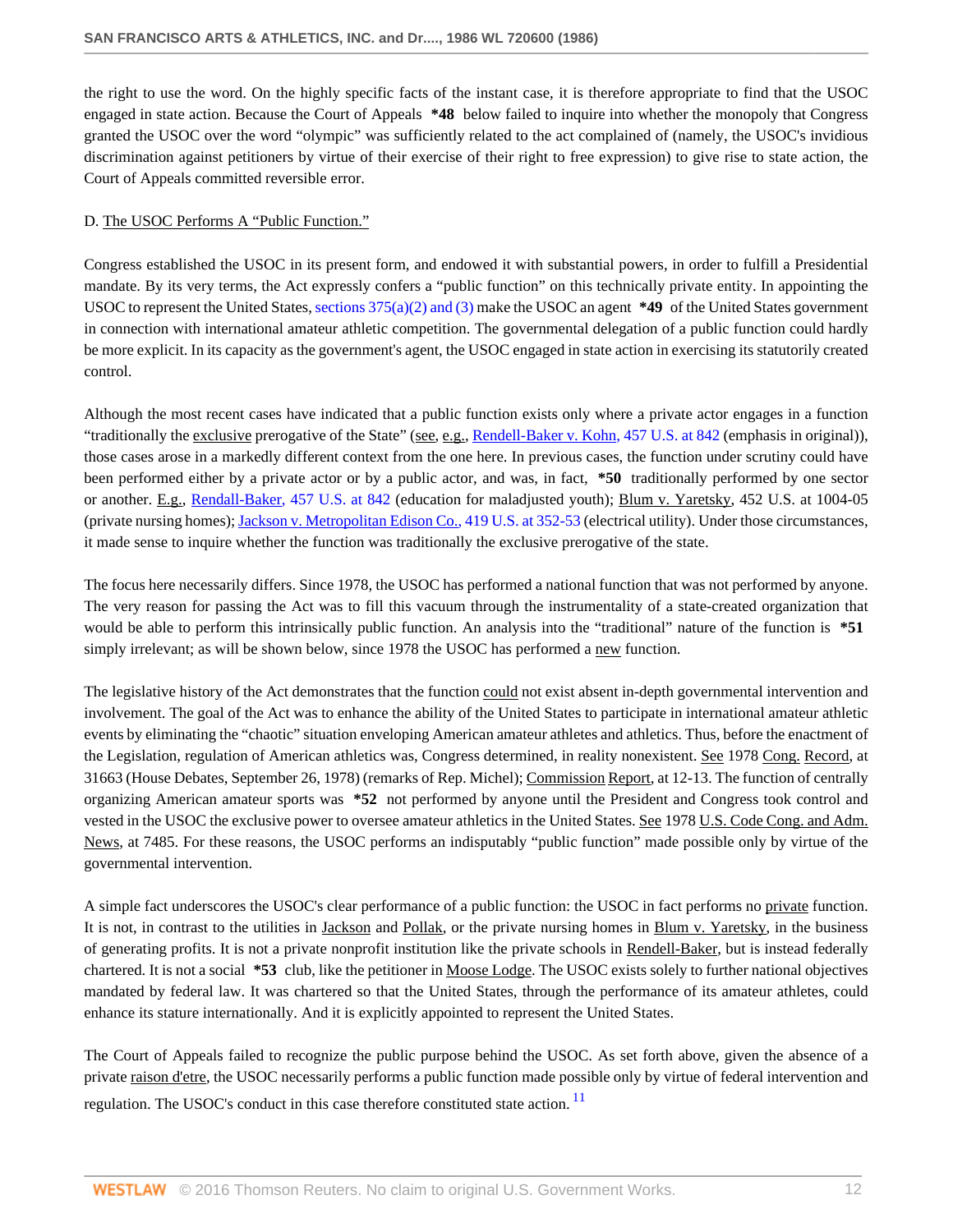the right to use the word. On the highly specific facts of the instant case, it is therefore appropriate to find that the USOC engaged in state action. Because the Court of Appeals **\*48** below failed to inquire into whether the monopoly that Congress granted the USOC over the word "olympic" was sufficiently related to the act complained of (namely, the USOC's invidious discrimination against petitioners by virtue of their exercise of their right to free expression) to give rise to state action, the Court of Appeals committed reversible error.

D. The USOC Performs A "Public Function."

Congress established the USOC in its present form, and endowed it with substantial powers, in order to fulfill a Presidential mandate. By its very terms, the Act expressly confers a "public function" on this technically private entity. In appointing the USOC to represent the United States, sections 375(a)(2) and (3) make the USOC an agent **\*49** of the United States government in connection with international amateur athletic competition. The governmental delegation of a public function could hardly be more explicit. In its capacity as the government's agent, the USOC engaged in state action in exercising its statutorily created control.

Although the most recent cases have indicated that a public function exists only where a private actor engages in a function "traditionally the exclusive prerogative of the State" (see, e.g., Rendell-Baker v. Kohn, 457 U.S. at 842 (emphasis in original)), those cases arose in a markedly different context from the one here. In previous cases, the function under scrutiny could have been performed either by a private actor or by a public actor, and was, in fact, **\*50** traditionally performed by one sector or another. E.g., Rendell-Baker, 457 U.S. at 842 (education for maladjusted youth); Blum v. Yaretsky, 452 U.S. at 1004-05 (private nursing homes); Jackson v. Metropolitan Edison Co., 419 U.S. at 352-53 (electrical utility). Under those circumstances, it made sense to inquire whether the function was traditionally the exclusive prerogative of the state.

The focus here necessarily differs. Since 1978, the USOC has performed a national function that was not performed by anyone. The very reason for passing the Act was to fill this vacuum through the instrumentality of a state-created organization that would be able to perform this intrinsically public function. An analysis into the "traditional" nature of the function is **\*51** simply irrelevant; as will be shown below, since 1978 the USOC has performed a new function.

The legislative history of the Act demonstrates that the function could not exist absent in-depth governmental intervention and involvement. The goal of the Act was to enhance the ability of the United States to participate in international amateur athletic events by eliminating the "chaotic" situation enveloping American amateur athletes and athletics. Thus, before the enactment of the Legislation, regulation of American athletics was, Congress determined, in reality nonexistent. See 1978 Cong. Record, at 31663 (House Debates, September 26, 1978) (remarks of Rep. Michel); Commission Report, at 12-13. The function of centrally organizing American amateur sports was **\*52** not performed by anyone until the President and Congress took control and vested in the USOC the exclusive power to oversee amateur athletics in the United States. See 1978 U.S. Code Cong. and Adm. News, at 7485. For these reasons, the USOC performs an indisputably "public function" made possible only by virtue of the governmental intervention.

A simple fact underscores the USOC's clear performance of a public function: the USOC in fact performs no private function. It is not, in contrast to the utilities in Jackson and Pollak, or the private nursing homes in Blum v. Yaretsky, in the business of generating profits. It is not a private nonprofit institution like the private schools in Rendell-Baker, but is instead federally chartered. It is not a social **\*53** club, like the petitioner in Moose Lodge. The USOC exists solely to further national objectives mandated by federal law. It was chartered so that the United States, through the performance of its amateur athletes, could enhance its stature internationally. And it is explicitly appointed to represent the United States.

The Court of Appeals failed to recognize the public purpose behind the USOC. As set forth above, given the absence of a private raison d'etre, the USOC necessarily performs a public function made possible only by virtue of federal intervention and regulation. The USOC's conduct in this case therefore constituted state action. [11]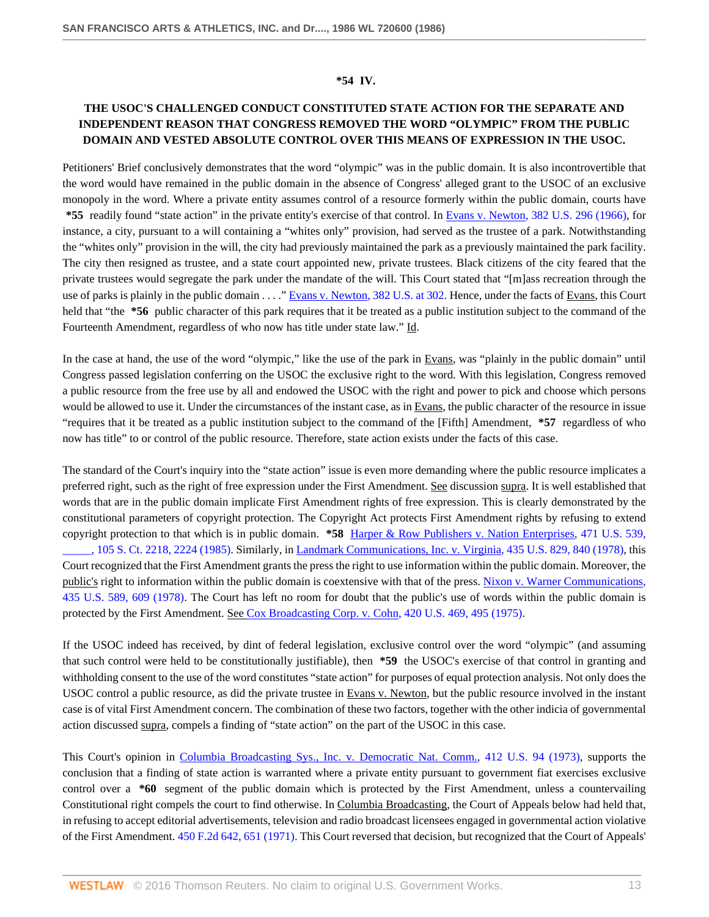**\*54 IV.**

**THE USOC'S CHALLENGED CONDUCT CONSTITUTED STATE ACTION FOR THE SEPARATE AND INDEPENDENT REASON THAT CONGRESS REMOVED THE WORD "OLYMPIC" FROM THE PUBLIC DOMAIN AND VESTED ABSOLUTE CONTROL OVER THIS MEANS OF EXPRESSION IN THE USOC.**

Petitioners' Brief conclusively demonstrates that the word "olympic" was in the public domain. It is also incontrovertible that the word would have remained in the public domain in the absence of Congress' alleged grant to the USOC of an exclusive monopoly in the word. Where a private entity assumes control of a resource formerly within the public domain, courts have **\*55** readily found "state action" in the private entity's exercise of that control. In Evans v. Newton, 382 U.S. 296 (1966), for instance, a city, pursuant to a will containing a "whites only" provision, had served as the trustee of a park. Notwithstanding the "whites only" provision in the will, the city had previously maintained the park as a previously maintained the park facility. The city then resigned as trustee, and a state court appointed new, private trustees. Black citizens of the city feared that the private trustees would segregate the park under the mandate of the will. This Court stated that "[m]ass recreation through the use of parks is plainly in the public domain . . . ." Evans v. Newton, 382 U.S. at 302. Hence, under the facts of Evans, this Court held that "the **\*56** public character of this park requires that it be treated as a public institution subject to the command of the Fourteenth Amendment, regardless of who now has title under state law." Id.

In the case at hand, the use of the word "olympic," like the use of the park in Evans, was "plainly in the public domain" until Congress passed legislation conferring on the USOC the exclusive right to the word. With this legislation, Congress removed a public resource from the free use by all and endowed the USOC with the right and power to pick and choose which persons would be allowed to use it. Under the circumstances of the instant case, as in Evans, the public character of the resource in issue "requires that it be treated as a public institution subject to the command of the [Fifth] Amendment, **\*57** regardless of who now has title" to or control of the public resource. Therefore, state action exists under the facts of this case.

The standard of the Court's inquiry into the "state action" issue is even more demanding where the public resource implicates a preferred right, such as the right of free expression under the First Amendment. See discussion supra. It is well established that words that are in the public domain implicate First Amendment rights of free expression. This is clearly demonstrated by the constitutional parameters of copyright protection. The Copyright Act protects First Amendment rights by refusing to extend copyright protection to that which is in public domain. **\*58** Harper & Row Publishers v. Nation Enterprises, 471 U.S. 539, _____, 105 S. Ct. 2218, 2224 (1985). Similarly, in Landmark Communications, Inc. v. Virginia, 435 U.S. 829, 840 (1978), this Court recognized that the First Amendment grants the press the right to use information within the public domain. Moreover, the public's right to information within the public domain is coextensive with that of the press. Nixon v. Warner Communications, 435 U.S. 589, 609 (1978). The Court has left no room for doubt that the public's use of words within the public domain is protected by the First Amendment. See Cox Broadcasting Corp. v. Cohn, 420 U.S. 469, 495 (1975).

If the USOC indeed has received, by dint of federal legislation, exclusive control over the word "olympic" (and assuming that such control were held to be constitutionally justifiable), then **\*59** the USOC's exercise of that control in granting and withholding consent to the use of the word constitutes "state action" for purposes of equal protection analysis. Not only does the USOC control a public resource, as did the private trustee in Evans v. Newton, but the public resource involved in the instant case is of vital First Amendment concern. The combination of these two factors, together with the other indicia of governmental action discussed supra, compels a finding of "state action" on the part of the USOC in this case.

This Court's opinion in Columbia Broadcasting Sys., Inc. v. Democratic Nat. Comm., 412 U.S. 94 (1973), supports the conclusion that a finding of state action is warranted where a private entity pursuant to government fiat exercises exclusive control over a **\*60** segment of the public domain which is protected by the First Amendment, unless a countervailing Constitutional right compels the court to find otherwise. In Columbia Broadcasting, the Court of Appeals below had held that, in refusing to accept editorial advertisements, television and radio broadcast licensees engaged in governmental action violative of the First Amendment. 450 F.2d 642, 651 (1971). This Court reversed that decision, but recognized that the Court of Appeals'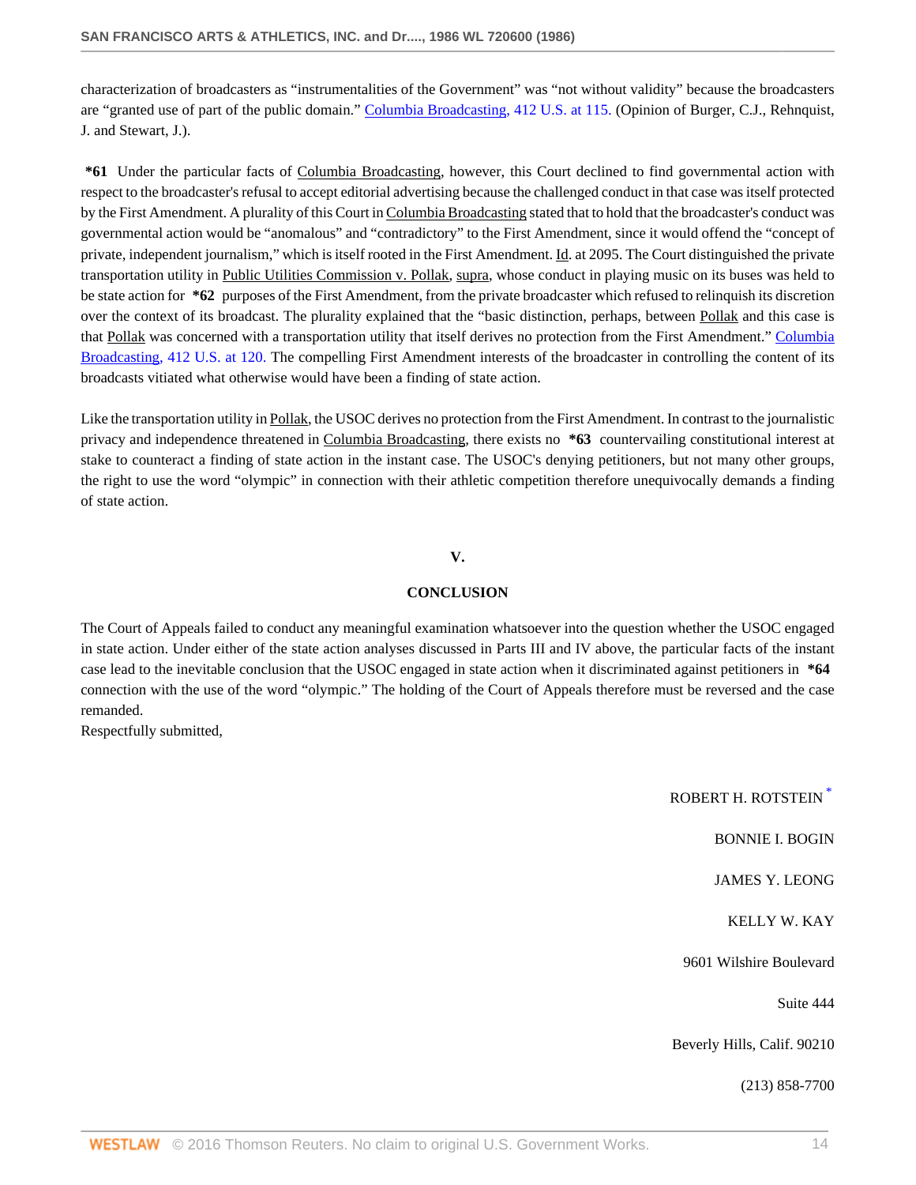characterization of broadcasters as "instrumentalities of the Government" was "not without validity" because the broadcasters are "granted use of part of the public domain." Columbia Broadcasting, 412 U.S. at 115. (Opinion of Burger, C.J., Rehnquist, J. and Stewart, J.).

**\*61** Under the particular facts of Columbia Broadcasting, however, this Court declined to find governmental action with respect to the broadcaster's refusal to accept editorial advertising because the challenged conduct in that case was itself protected by the First Amendment. A plurality of this Court in Columbia Broadcasting stated that to hold that the broadcaster's conduct was governmental action would be "anomalous" and "contradictory" to the First Amendment, since it would offend the "concept of private, independent journalism," which is itself rooted in the First Amendment. Id. at 2095. The Court distinguished the private transportation utility in Public Utilities Commission v. Pollak, supra, whose conduct in playing music on its buses was held to be state action for **\*62** purposes of the First Amendment, from the private broadcaster which refused to relinquish its discretion over the context of its broadcast. The plurality explained that the "basic distinction, perhaps, between Pollak and this case is that Pollak was concerned with a transportation utility that itself derives no protection from the First Amendment." Columbia Broadcasting, 412 U.S. at 120. The compelling First Amendment interests of the broadcaster in controlling the content of its broadcasts vitiated what otherwise would have been a finding of state action.

Like the transportation utility in Pollak, the USOC derives no protection from the First Amendment. In contrast to the journalistic privacy and independence threatened in Columbia Broadcasting, there exists no **\*63** countervailing constitutional interest at stake to counteract a finding of state action in the instant case. The USOC's denying petitioners, but not many other groups, the right to use the word "olympic" in connection with their athletic competition therefore unequivocally demands a finding of state action.

## V.

## CONCLUSION

The Court of Appeals failed to conduct any meaningful examination whatsoever into the question whether the USOC engaged in state action. Under either of the state action analyses discussed in Parts III and IV above, the particular facts of the instant case lead to the inevitable conclusion that the USOC engaged in state action when it discriminated against petitioners in **\*64** connection with the use of the word "olympic." The holding of the Court of Appeals therefore must be reversed and the case remanded.

Respectfully submitted,

ROBERT H. ROTSTEIN [*]

BONNIE I. BOGIN

JAMES Y. LEONG

KELLY W. KAY

9601 Wilshire Boulevard

Suite 444

Beverly Hills, Calif. 90210

(213) 858-7700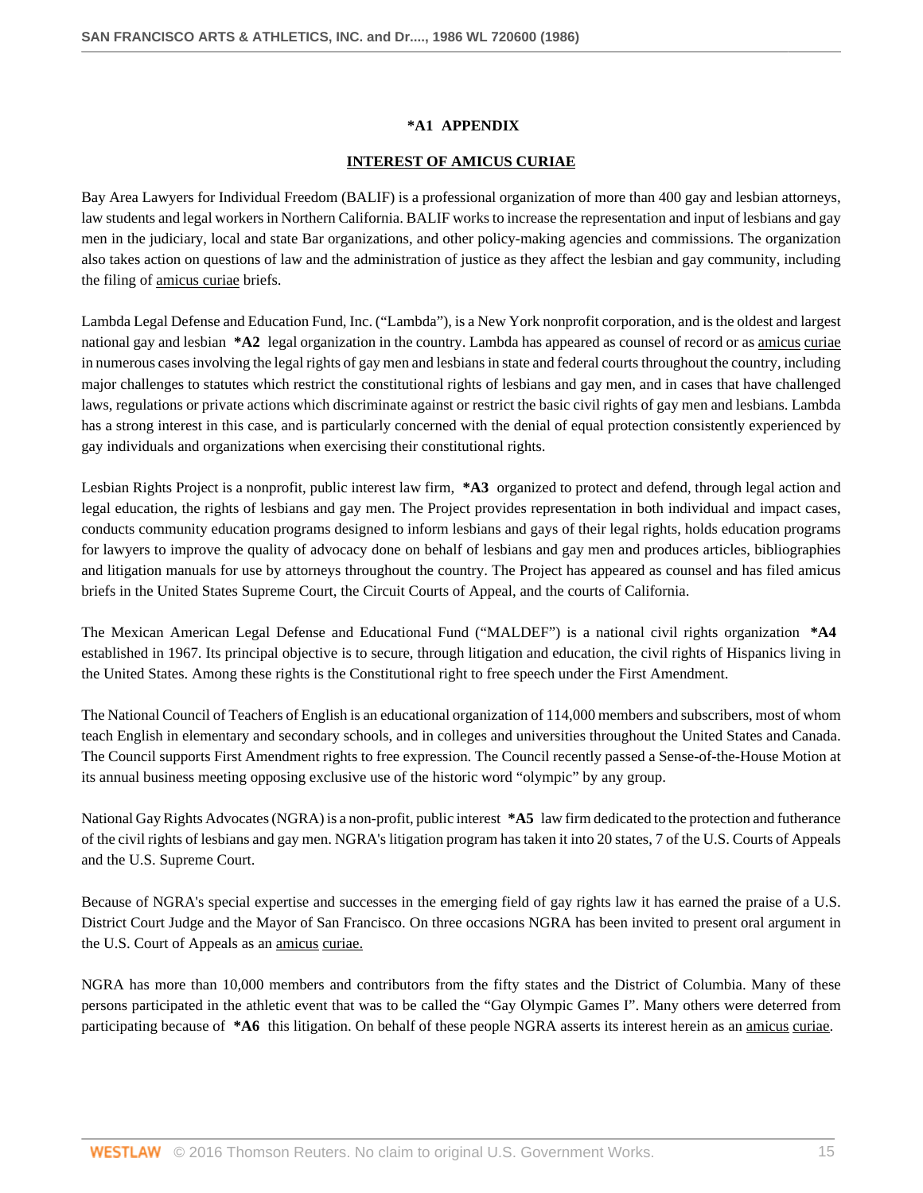**\*A1 APPENDIX**

**INTEREST OF AMICUS CURIAE**

Bay Area Lawyers for Individual Freedom (BALIF) is a professional organization of more than 400 gay and lesbian attorneys, law students and legal workers in Northern California. BALIF works to increase the representation and input of lesbians and gay men in the judiciary, local and state Bar organizations, and other policy-making agencies and commissions. The organization also takes action on questions of law and the administration of justice as they affect the lesbian and gay community, including the filing of amicus curiae briefs.

Lambda Legal Defense and Education Fund, Inc. ("Lambda"), is a New York nonprofit corporation, and is the oldest and largest national gay and lesbian **\*A2** legal organization in the country. Lambda has appeared as counsel of record or as amicus curiae in numerous cases involving the legal rights of gay men and lesbians in state and federal courts throughout the country, including major challenges to statutes which restrict the constitutional rights of lesbians and gay men, and in cases that have challenged laws, regulations or private actions which discriminate against or restrict the basic civil rights of gay men and lesbians. Lambda has a strong interest in this case, and is particularly concerned with the denial of equal protection consistently experienced by gay individuals and organizations when exercising their constitutional rights.

Lesbian Rights Project is a nonprofit, public interest law firm, **\*A3** organized to protect and defend, through legal action and legal education, the rights of lesbians and gay men. The Project provides representation in both individual and impact cases, conducts community education programs designed to inform lesbians and gays of their legal rights, holds education programs for lawyers to improve the quality of advocacy done on behalf of lesbians and gay men and produces articles, bibliographies and litigation manuals for use by attorneys throughout the country. The Project has appeared as counsel and has filed amicus briefs in the United States Supreme Court, the Circuit Courts of Appeal, and the courts of California.

The Mexican American Legal Defense and Educational Fund ("MALDEF") is a national civil rights organization **\*A4** established in 1967. Its principal objective is to secure, through litigation and education, the civil rights of Hispanics living in the United States. Among these rights is the Constitutional right to free speech under the First Amendment.

The National Council of Teachers of English is an educational organization of 114,000 members and subscribers, most of whom teach English in elementary and secondary schools, and in colleges and universities throughout the United States and Canada. The Council supports First Amendment rights to free expression. The Council recently passed a Sense-of-the-House Motion at its annual business meeting opposing exclusive use of the historic word "olympic" by any group.

National Gay Rights Advocates (NGRA) is a non-profit, public interest **\*A5** law firm dedicated to the protection and futherance of the civil rights of lesbians and gay men. NGRA's litigation program has taken it into 20 states, 7 of the U.S. Courts of Appeals and the U.S. Supreme Court.

Because of NGRA's special expertise and successes in the emerging field of gay rights law it has earned the praise of a U.S. District Court Judge and the Mayor of San Francisco. On three occasions NGRA has been invited to present oral argument in the U.S. Court of Appeals as an amicus curiae.

NGRA has more than 10,000 members and contributors from the fifty states and the District of Columbia. Many of these persons participated in the athletic event that was to be called the "Gay Olympic Games I". Many others were deterred from participating because of **\*A6** this litigation. On behalf of these people NGRA asserts its interest herein as an amicus curiae.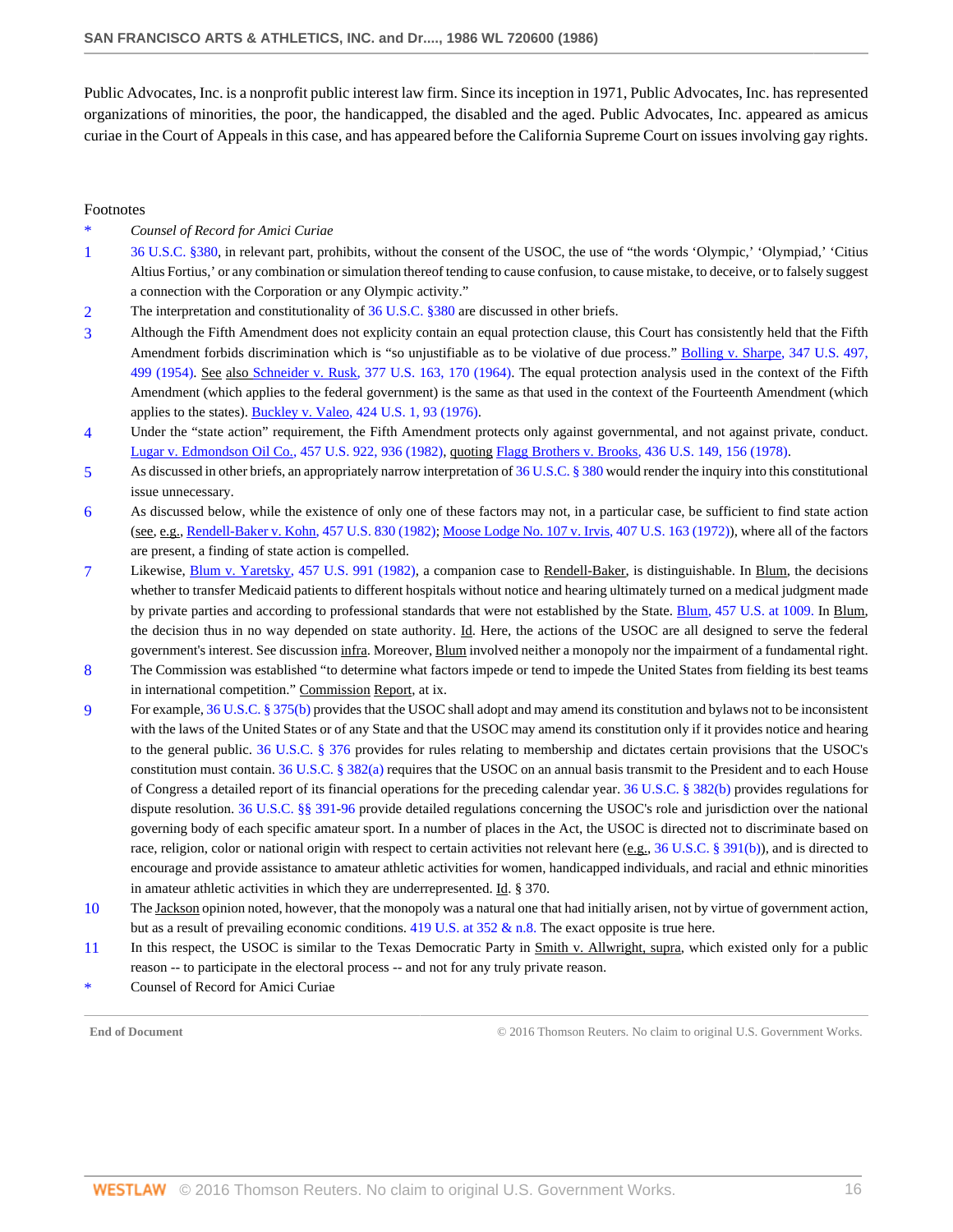Public Advocates, Inc. is a nonprofit public interest law firm. Since its inception in 1971, Public Advocates, Inc. has represented organizations of minorities, the poor, the handicapped, the disabled and the aged. Public Advocates, Inc. appeared as amicus curiae in the Court of Appeals in this case, and has appeared before the California Supreme Court on issues involving gay rights.

Footnotes

\* *Counsel of Record for Amici Curiae*

1 36 U.S.C. §380, in relevant part, prohibits, without the consent of the USOC, the use of "the words 'Olympic,' 'Olympiad,' 'Citius Altius Fortius,' or any combination or simulation thereof tending to cause confusion, to cause mistake, to deceive, or to falsely suggest a connection with the Corporation or any Olympic activity."

2 The interpretation and constitutionality of 36 U.S.C. §380 are discussed in other briefs.

3 Although the Fifth Amendment does not explicity contain an equal protection clause, this Court has consistently held that the Fifth Amendment forbids discrimination which is "so unjustifiable as to be violative of due process." Bolling v. Sharpe, 347 U.S. 497, 499 (1954). See also Schneider v. Rusk, 377 U.S. 163, 170 (1964). The equal protection analysis used in the context of the Fifth Amendment (which applies to the federal government) is the same as that used in the context of the Fourteenth Amendment (which applies to the states). Buckley v. Valeo, 424 U.S. 1, 93 (1976).

4 Under the "state action" requirement, the Fifth Amendment protects only against governmental, and not against private, conduct. Lugar v. Edmondson Oil Co., 457 U.S. 922, 936 (1982), quoting Flagg Brothers v. Brooks, 436 U.S. 149, 156 (1978).

5 As discussed in other briefs, an appropriately narrow interpretation of 36 U.S.C. § 380 would render the inquiry into this constitutional issue unnecessary.

6 As discussed below, while the existence of only one of these factors may not, in a particular case, be sufficient to find state action (see, e.g., Rendell-Baker v. Kohn, 457 U.S. 830 (1982); Moose Lodge No. 107 v. Irvis, 407 U.S. 163 (1972)), where all of the factors are present, a finding of state action is compelled.

7 Likewise, Blum v. Yaretsky, 457 U.S. 991 (1982), a companion case to Rendell-Baker, is distinguishable. In Blum, the decisions whether to transfer Medicaid patients to different hospitals without notice and hearing ultimately turned on a medical judgment made by private parties and according to professional standards that were not established by the State. Blum, 457 U.S. at 1009. In Blum, the decision thus in no way depended on state authority. Id. Here, the actions of the USOC are all designed to serve the federal government's interest. See discussion infra. Moreover, Blum involved neither a monopoly nor the impairment of a fundamental right.

8 The Commission was established "to determine what factors impede or tend to impede the United States from fielding its best teams in international competition." Commission Report, at ix.

9 For example, 36 U.S.C. § 375(b) provides that the USOC shall adopt and may amend its constitution and bylaws not to be inconsistent with the laws of the United States or of any State and that the USOC may amend its constitution only if it provides notice and hearing to the general public. 36 U.S.C. § 376 provides for rules relating to membership and dictates certain provisions that the USOC's constitution must contain. 36 U.S.C. § 382(a) requires that the USOC on an annual basis transmit to the President and to each House of Congress a detailed report of its financial operations for the preceding calendar year. 36 U.S.C. § 382(b) provides regulations for dispute resolution. 36 U.S.C. §§ 391-96 provide detailed regulations concerning the USOC's role and jurisdiction over the national governing body of each specific amateur sport. In a number of places in the Act, the USOC is directed not to discriminate based on race, religion, color or national origin with respect to certain activities not relevant here (e.g., 36 U.S.C. § 391(b)), and is directed to encourage and provide assistance to amateur athletic activities for women, handicapped individuals, and racial and ethnic minorities in amateur athletic activities in which they are underrepresented. Id. § 370.

10 The Jackson opinion noted, however, that the monopoly was a natural one that had initially arisen, not by virtue of government action, but as a result of prevailing economic conditions. 419 U.S. at 352 & n.8. The exact opposite is true here.

11 In this respect, the USOC is similar to the Texas Democratic Party in Smith v. Allwright, supra, which existed only for a public reason -- to participate in the electoral process -- and not for any truly private reason.

\* Counsel of Record for Amici Curiae

End of Document